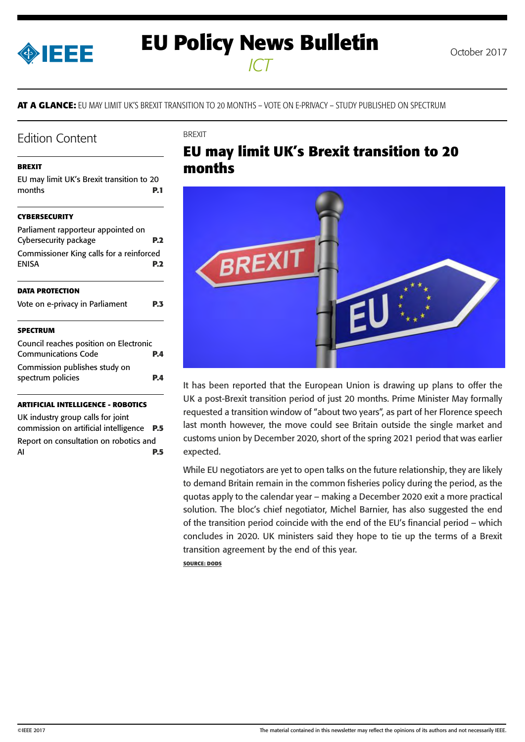# EU Policy News Bulletin

*ICT*

October 2017

**AT A GLANCE:** EU MAY LIMIT UK'S BREXIT TRANSITION TO 20 MONTHS – VOTE ON E-PRIVACY – STUDY PUBLISHED ON SPECTRUM

## Edition Content

**BREXIT**

EU may limit UK's Brexit transition to 20 months **P.1**

**CYBERSECURITY**

Parliament rapporteur appointed on Cybersecurity package **P.2**

Commissioner King calls for a reinforced ENISA **P.2**

**DATA PROTECTION**

Vote on e-privacy in Parliament **P.3**

**SPECTRUM**

Council reaches position on Electronic Communications Code **P.4**

Commission publishes study on spectrum policies **P.4**

**ARTIFICIAL INTELLIGENCE - ROBOTICS**

UK industry group calls for joint commission on artificial intelligence **P.5**

Report on consultation on robotics and AI **P.5**

BREXIT

## EU may limit UK's Brexit transition to 20 months

It has been reported that the European Union is drawing up plans to offer the UK a post-Brexit transition period of just 20 months. Prime Minister May formally requested a transition window of "about two years", as part of her Florence speech last month however, the move could see Britain outside the single market and customs union by December 2020, short of the spring 2021 period that was earlier expected.

While EU negotiators are yet to open talks on the future relationship, they are likely to demand Britain remain in the common fisheries policy during the period, as the quotas apply to the calendar year – making a December 2020 exit a more practical solution. The bloc's chief negotiator, Michel Barnier, has also suggested the end of the transition period coincide with the end of the EU's financial period – which concludes in 2020. UK ministers said they hope to tie up the terms of a Brexit transition agreement by the end of this year.

**SOURCE: DODS**

©IEEE 2017

The material contained in this newsletter may reflect the opinions of its authors and not necessarily IEEE.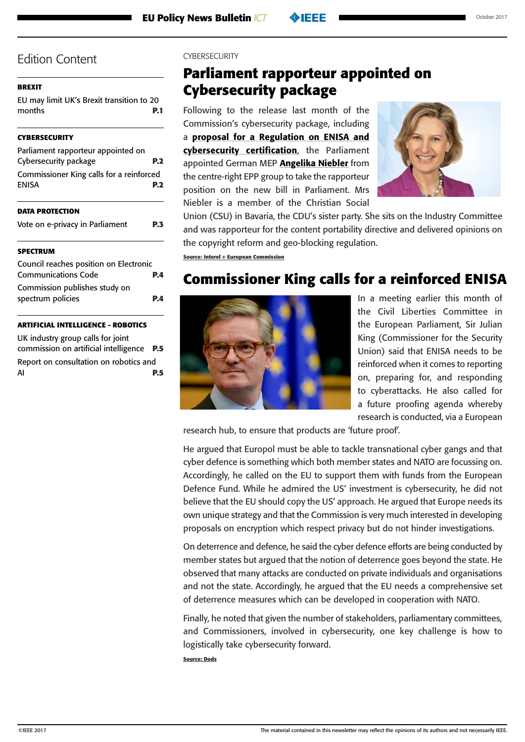## Edition Content

**BREXIT**

EU may limit UK's Brexit transition to 20 months **P.1**

**CYBERSECURITY**

Parliament rapporteur appointed on Cybersecurity package **P.2**

Commissioner King calls for a reinforced ENISA **P.2**

**DATA PROTECTION**

Vote on e-privacy in Parliament **P.3**

**SPECTRUM**

Council reaches position on Electronic Communications Code **P.4**

Commission publishes study on spectrum policies **P.4**

**ARTIFICIAL INTELLIGENCE - ROBOTICS**

UK industry group calls for joint commission on artificial intelligence **P.5**

Report on consultation on robotics and AI **P.5**

CYBERSECURITY

# Parliament rapporteur appointed on Cybersecurity package

Following to the release last month of the Commission's cybersecurity package, including a **proposal for a Regulation on ENISA and cybersecurity certification**, the Parliament appointed German MEP **Angelika Niebler** from the centre-right EPP group to take the rapporteur position on the new bill in Parliament. Mrs Niebler is a member of the Christian Social Union (CSU) in Bavaria, the CDU's sister party. She sits on the Industry Committee and was rapporteur for the content portability directive and delivered opinions on the copyright reform and geo-blocking regulation.

**Source: Interel + European Commission**

# Commissioner King calls for a reinforced ENISA

In a meeting earlier this month of the Civil Liberties Committee in the European Parliament, Sir Julian King (Commissioner for the Security Union) said that ENISA needs to be reinforced when it comes to reporting on, preparing for, and responding to cyberattacks. He also called for a future proofing agenda whereby research is conducted, via a European research hub, to ensure that products are 'future proof'.

He argued that Europol must be able to tackle transnational cyber gangs and that cyber defence is something which both member states and NATO are focussing on. Accordingly, he called on the EU to support them with funds from the European Defence Fund. While he admired the US' investment is cybersecurity, he did not believe that the EU should copy the US' approach. He argued that Europe needs its own unique strategy and that the Commission is very much interested in developing proposals on encryption which respect privacy but do not hinder investigations.

On deterrence and defence, he said the cyber defence efforts are being conducted by member states but argued that the notion of deterrence goes beyond the state. He observed that many attacks are conducted on private individuals and organisations and not the state. Accordingly, he argued that the EU needs a comprehensive set of deterrence measures which can be developed in cooperation with NATO.

Finally, he noted that given the number of stakeholders, parliamentary committees, and Commissioners, involved in cybersecurity, one key challenge is how to logistically take cybersecurity forward.

**Source: Dods**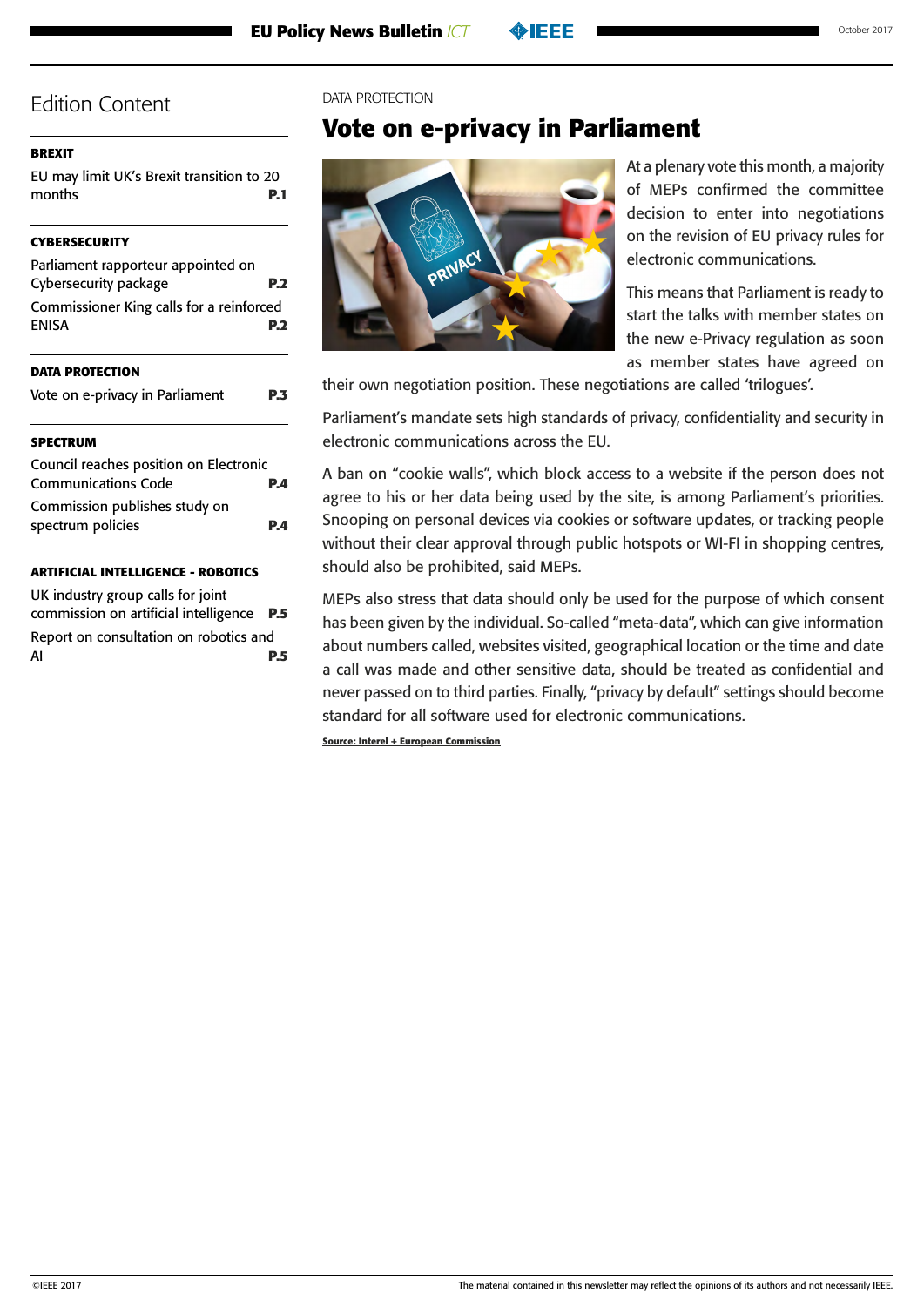## Edition Content

**BREXIT**

EU may limit UK's Brexit transition to 20 months **P.1**

**CYBERSECURITY**

Parliament rapporteur appointed on Cybersecurity package **P.2**

Commissioner King calls for a reinforced ENISA **P.2**

**DATA PROTECTION**

Vote on e-privacy in Parliament **P.3**

**SPECTRUM**

Council reaches position on Electronic Communications Code **P.4**

Commission publishes study on spectrum policies **P.4**

**ARTIFICIAL INTELLIGENCE - ROBOTICS**

UK industry group calls for joint commission on artificial intelligence **P.5**

Report on consultation on robotics and AI **P.5**

DATA PROTECTION

# Vote on e-privacy in Parliament

At a plenary vote this month, a majority of MEPs confirmed the committee decision to enter into negotiations on the revision of EU privacy rules for electronic communications.

This means that Parliament is ready to start the talks with member states on the new e-Privacy regulation as soon as member states have agreed on their own negotiation position. These negotiations are called 'trilogues'.

Parliament's mandate sets high standards of privacy, confidentiality and security in electronic communications across the EU.

A ban on "cookie walls", which block access to a website if the person does not agree to his or her data being used by the site, is among Parliament's priorities. Snooping on personal devices via cookies or software updates, or tracking people without their clear approval through public hotspots or WI-FI in shopping centres, should also be prohibited, said MEPs.

MEPs also stress that data should only be used for the purpose of which consent has been given by the individual. So-called "meta-data", which can give information about numbers called, websites visited, geographical location or the time and date a call was made and other sensitive data, should be treated as confidential and never passed on to third parties. Finally, "privacy by default" settings should become standard for all software used for electronic communications.

Source: Interel + European Commission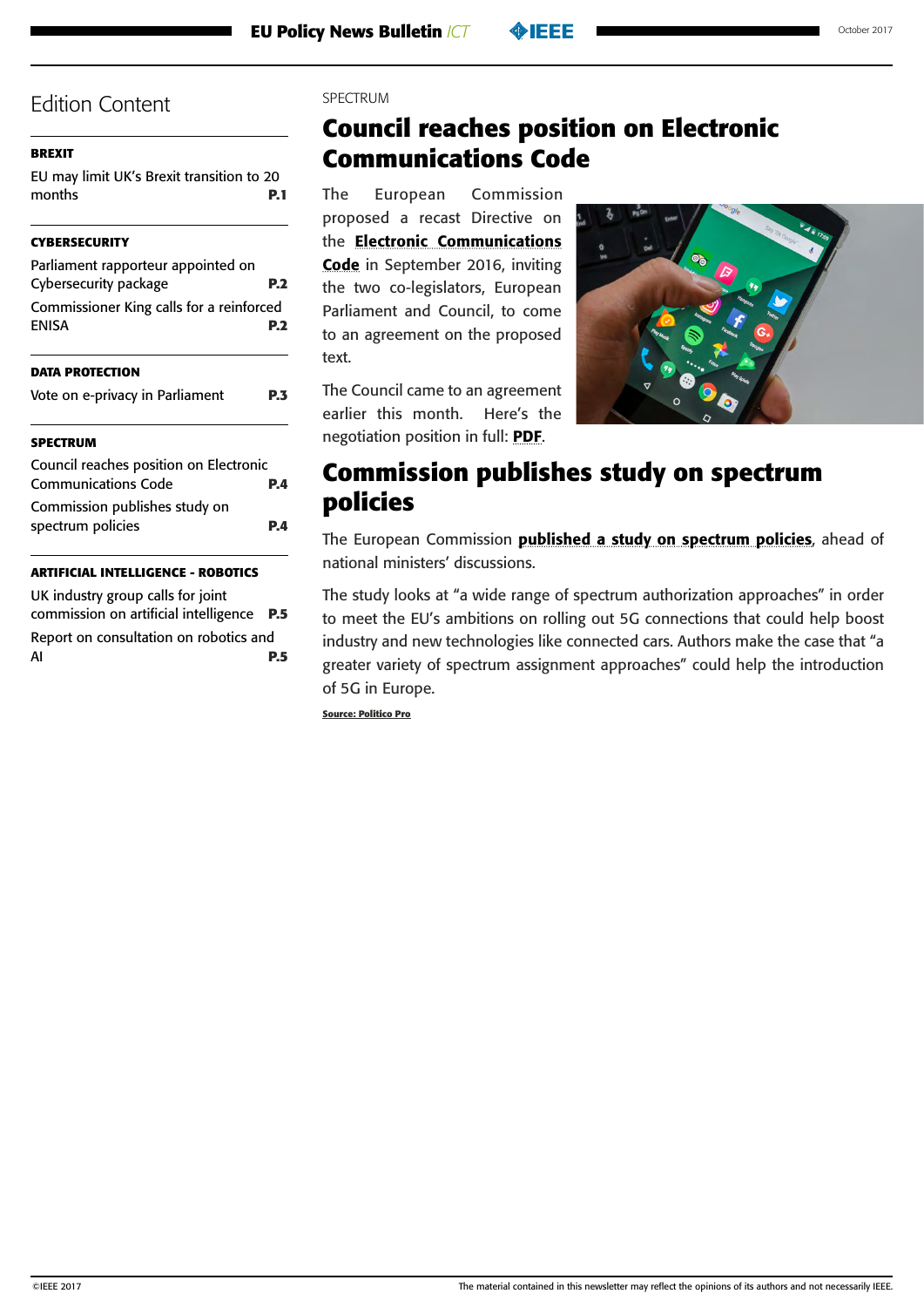## Edition Content

**BREXIT**

EU may limit UK's Brexit transition to 20 months **P.1**

**CYBERSECURITY**

Parliament rapporteur appointed on Cybersecurity package **P.2**

Commissioner King calls for a reinforced ENISA **P.2**

**DATA PROTECTION**

Vote on e-privacy in Parliament **P.3**

**SPECTRUM**

Council reaches position on Electronic Communications Code **P.4**

Commission publishes study on spectrum policies **P.4**

**ARTIFICIAL INTELLIGENCE - ROBOTICS**

UK industry group calls for joint commission on artificial intelligence **P.5**

Report on consultation on robotics and AI **P.5**

SPECTRUM

# Council reaches position on Electronic Communications Code

The European Commission proposed a recast Directive on the **Electronic Communications Code** in September 2016, inviting the two co-legislators, European Parliament and Council, to come to an agreement on the proposed text.

The Council came to an agreement earlier this month. Here's the negotiation position in full: **PDF**.

# Commission publishes study on spectrum policies

The European Commission **published a study on spectrum policies**, ahead of national ministers' discussions.

The study looks at "a wide range of spectrum authorization approaches" in order to meet the EU's ambitions on rolling out 5G connections that could help boost industry and new technologies like connected cars. Authors make the case that "a greater variety of spectrum assignment approaches" could help the introduction of 5G in Europe.

**Source: Politico Pro**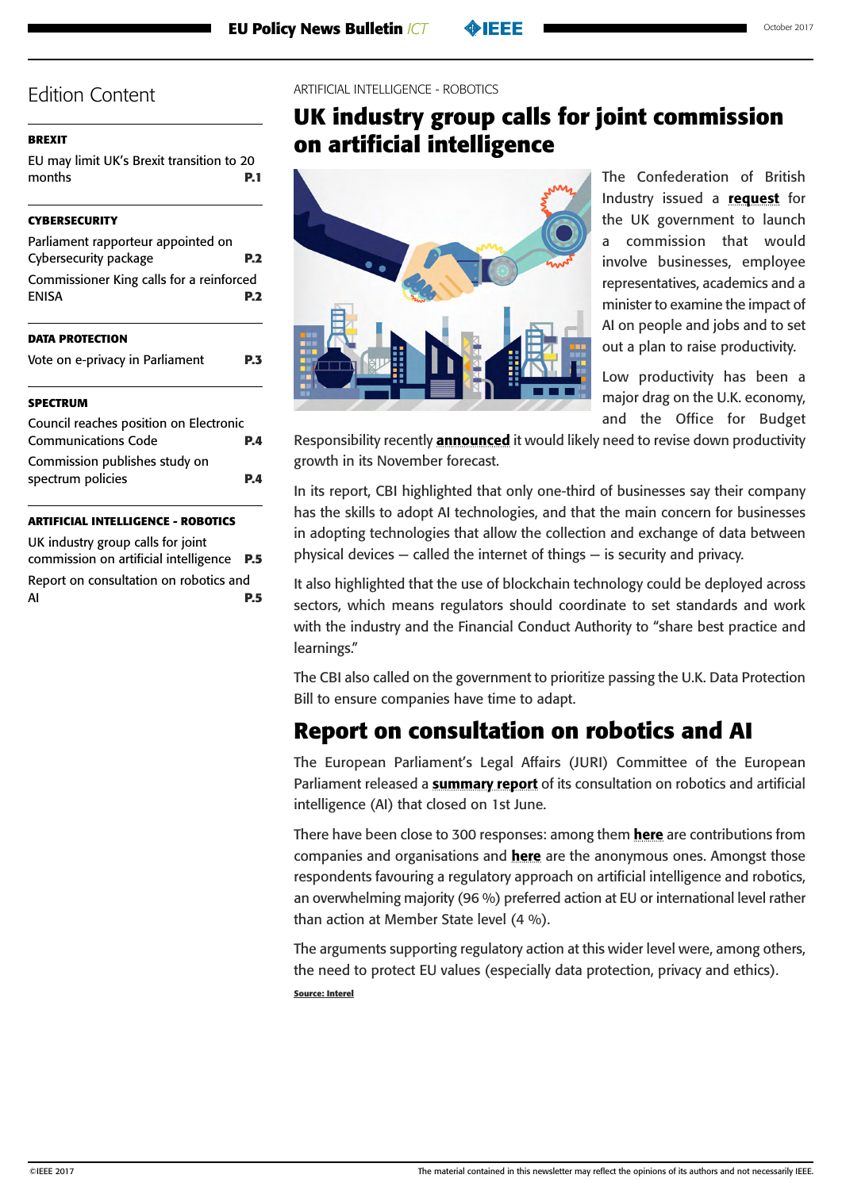## Edition Content

**BREXIT**

EU may limit UK's Brexit transition to 20 months **P.1**

**CYBERSECURITY**

Parliament rapporteur appointed on Cybersecurity package **P.2**

Commissioner King calls for a reinforced ENISA **P.2**

**DATA PROTECTION**

Vote on e-privacy in Parliament **P.3**

**SPECTRUM**

Council reaches position on Electronic Communications Code **P.4**

Commission publishes study on spectrum policies **P.4**

**ARTIFICIAL INTELLIGENCE - ROBOTICS**

UK industry group calls for joint commission on artificial intelligence **P.5**

Report on consultation on robotics and AI **P.5**

ARTIFICIAL INTELLIGENCE - ROBOTICS

# UK industry group calls for joint commission on artificial intelligence

The Confederation of British Industry issued a **request** for the UK government to launch a commission that would involve businesses, employee representatives, academics and a minister to examine the impact of AI on people and jobs and to set out a plan to raise productivity.

Low productivity has been a major drag on the U.K. economy, and the Office for Budget Responsibility recently **announced** it would likely need to revise down productivity growth in its November forecast.

In its report, CBI highlighted that only one-third of businesses say their company has the skills to adopt AI technologies, and that the main concern for businesses in adopting technologies that allow the collection and exchange of data between physical devices — called the internet of things — is security and privacy.

It also highlighted that the use of blockchain technology could be deployed across sectors, which means regulators should coordinate to set standards and work with the industry and the Financial Conduct Authority to "share best practice and learnings."

The CBI also called on the government to prioritize passing the U.K. Data Protection Bill to ensure companies have time to adapt.

# Report on consultation on robotics and AI

The European Parliament's Legal Affairs (JURI) Committee of the European Parliament released a **summary report** of its consultation on robotics and artificial intelligence (AI) that closed on 1st June.

There have been close to 300 responses: among them **here** are contributions from companies and organisations and **here** are the anonymous ones. Amongst those respondents favouring a regulatory approach on artificial intelligence and robotics, an overwhelming majority (96 %) preferred action at EU or international level rather than action at Member State level (4 %).

The arguments supporting regulatory action at this wider level were, among others, the need to protect EU values (especially data protection, privacy and ethics).

**Source: Interel**

©IEEE 2017

The material contained in this newsletter may reflect the opinions of its authors and not necessarily IEEE.